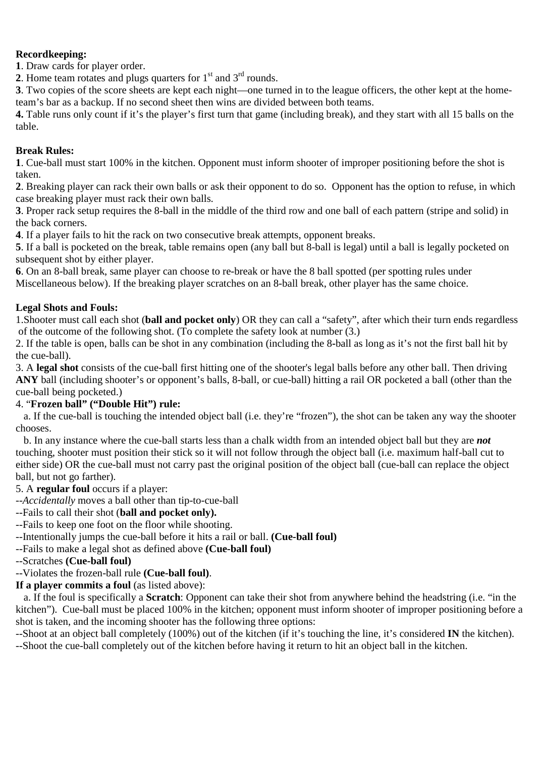**Recordkeeping:**

**1**. Draw cards for player order.

**2**. Home team rotates and plugs quarters for 1st and 3rd rounds.

**3**. Two copies of the score sheets are kept each night—one turned in to the league officers, the other kept at the home-team's bar as a backup. If no second sheet then wins are divided between both teams.

**4.** Table runs only count if it's the player's first turn that game (including break), and they start with all 15 balls on the table.

**Break Rules:**

**1**. Cue-ball must start 100% in the kitchen. Opponent must inform shooter of improper positioning before the shot is taken.

**2**. Breaking player can rack their own balls or ask their opponent to do so. Opponent has the option to refuse, in which case breaking player must rack their own balls.

**3**. Proper rack setup requires the 8-ball in the middle of the third row and one ball of each pattern (stripe and solid) in the back corners.

**4**. If a player fails to hit the rack on two consecutive break attempts, opponent breaks.

**5**. If a ball is pocketed on the break, table remains open (any ball but 8-ball is legal) until a ball is legally pocketed on subsequent shot by either player.

**6**. On an 8-ball break, same player can choose to re-break or have the 8 ball spotted (per spotting rules under Miscellaneous below). If the breaking player scratches on an 8-ball break, other player has the same choice.

**Legal Shots and Fouls:**

1. Shooter must call each shot (**ball and pocket only**) OR they can call a "safety", after which their turn ends regardless of the outcome of the following shot. (To complete the safety look at number (3.)

2. If the table is open, balls can be shot in any combination (including the 8-ball as long as it's not the first ball hit by the cue-ball).

3. A **legal shot** consists of the cue-ball first hitting one of the shooter's legal balls before any other ball. Then driving **ANY** ball (including shooter's or opponent's balls, 8-ball, or cue-ball) hitting a rail OR pocketed a ball (other than the cue-ball being pocketed.)

4. "**Frozen ball" ("Double Hit") rule:**

   a. If the cue-ball is touching the intended object ball (i.e. they're "frozen"), the shot can be taken any way the shooter chooses.

   b. In any instance where the cue-ball starts less than a chalk width from an intended object ball but they are ***not*** touching, shooter must position their stick so it will not follow through the object ball (i.e. maximum half-ball cut to either side) OR the cue-ball must not carry past the original position of the object ball (cue-ball can replace the object ball, but not go farther).

5. A **regular foul** occurs if a player:

--*Accidentally* moves a ball other than tip-to-cue-ball

--Fails to call their shot (**ball and pocket only).**

--Fails to keep one foot on the floor while shooting.

--Intentionally jumps the cue-ball before it hits a rail or ball. **(Cue-ball foul)**

--Fails to make a legal shot as defined above **(Cue-ball foul)**

--Scratches **(Cue-ball foul)**

--Violates the frozen-ball rule **(Cue-ball foul)**.

**If a player commits a foul** (as listed above):

   a. If the foul is specifically a **Scratch**: Opponent can take their shot from anywhere behind the headstring (i.e. "in the kitchen"). Cue-ball must be placed 100% in the kitchen; opponent must inform shooter of improper positioning before a shot is taken, and the incoming shooter has the following three options:

--Shoot at an object ball completely (100%) out of the kitchen (if it's touching the line, it's considered **IN** the kitchen).

--Shoot the cue-ball completely out of the kitchen before having it return to hit an object ball in the kitchen.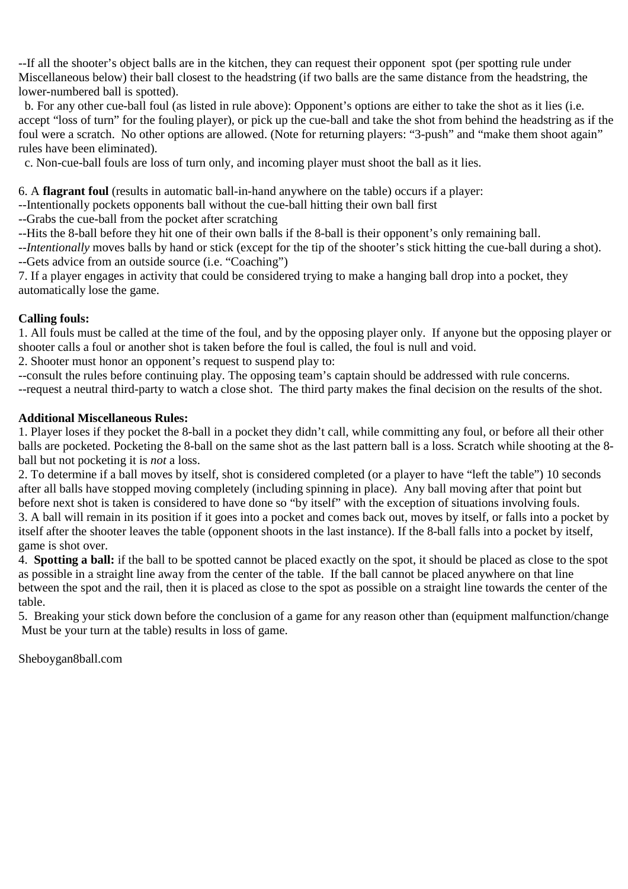--If all the shooter's object balls are in the kitchen, they can request their opponent spot (per spotting rule under Miscellaneous below) their ball closest to the headstring (if two balls are the same distance from the headstring, the lower-numbered ball is spotted).

b. For any other cue-ball foul (as listed in rule above): Opponent's options are either to take the shot as it lies (i.e. accept "loss of turn" for the fouling player), or pick up the cue-ball and take the shot from behind the headstring as if the foul were a scratch. No other options are allowed. (Note for returning players: "3-push" and "make them shoot again" rules have been eliminated).

c. Non-cue-ball fouls are loss of turn only, and incoming player must shoot the ball as it lies.

6. A **flagrant foul** (results in automatic ball-in-hand anywhere on the table) occurs if a player:
--Intentionally pockets opponents ball without the cue-ball hitting their own ball first
--Grabs the cue-ball from the pocket after scratching
--Hits the 8-ball before they hit one of their own balls if the 8-ball is their opponent's only remaining ball.
--*Intentionally* moves balls by hand or stick (except for the tip of the shooter's stick hitting the cue-ball during a shot).
--Gets advice from an outside source (i.e. "Coaching")

7. If a player engages in activity that could be considered trying to make a hanging ball drop into a pocket, they automatically lose the game.

**Calling fouls:**

1. All fouls must be called at the time of the foul, and by the opposing player only. If anyone but the opposing player or shooter calls a foul or another shot is taken before the foul is called, the foul is null and void.
2. Shooter must honor an opponent's request to suspend play to:
--consult the rules before continuing play. The opposing team's captain should be addressed with rule concerns.
--request a neutral third-party to watch a close shot. The third party makes the final decision on the results of the shot.

**Additional Miscellaneous Rules:**

1. Player loses if they pocket the 8-ball in a pocket they didn't call, while committing any foul, or before all their other balls are pocketed. Pocketing the 8-ball on the same shot as the last pattern ball is a loss. Scratch while shooting at the 8-ball but not pocketing it is *not* a loss.
2. To determine if a ball moves by itself, shot is considered completed (or a player to have "left the table") 10 seconds after all balls have stopped moving completely (including spinning in place). Any ball moving after that point but before next shot is taken is considered to have done so "by itself" with the exception of situations involving fouls.
3. A ball will remain in its position if it goes into a pocket and comes back out, moves by itself, or falls into a pocket by itself after the shooter leaves the table (opponent shoots in the last instance). If the 8-ball falls into a pocket by itself, game is shot over.
4. **Spotting a ball:** if the ball to be spotted cannot be placed exactly on the spot, it should be placed as close to the spot as possible in a straight line away from the center of the table. If the ball cannot be placed anywhere on that line between the spot and the rail, then it is placed as close to the spot as possible on a straight line towards the center of the table.
5. Breaking your stick down before the conclusion of a game for any reason other than (equipment malfunction/change Must be your turn at the table) results in loss of game.

Sheboygan8ball.com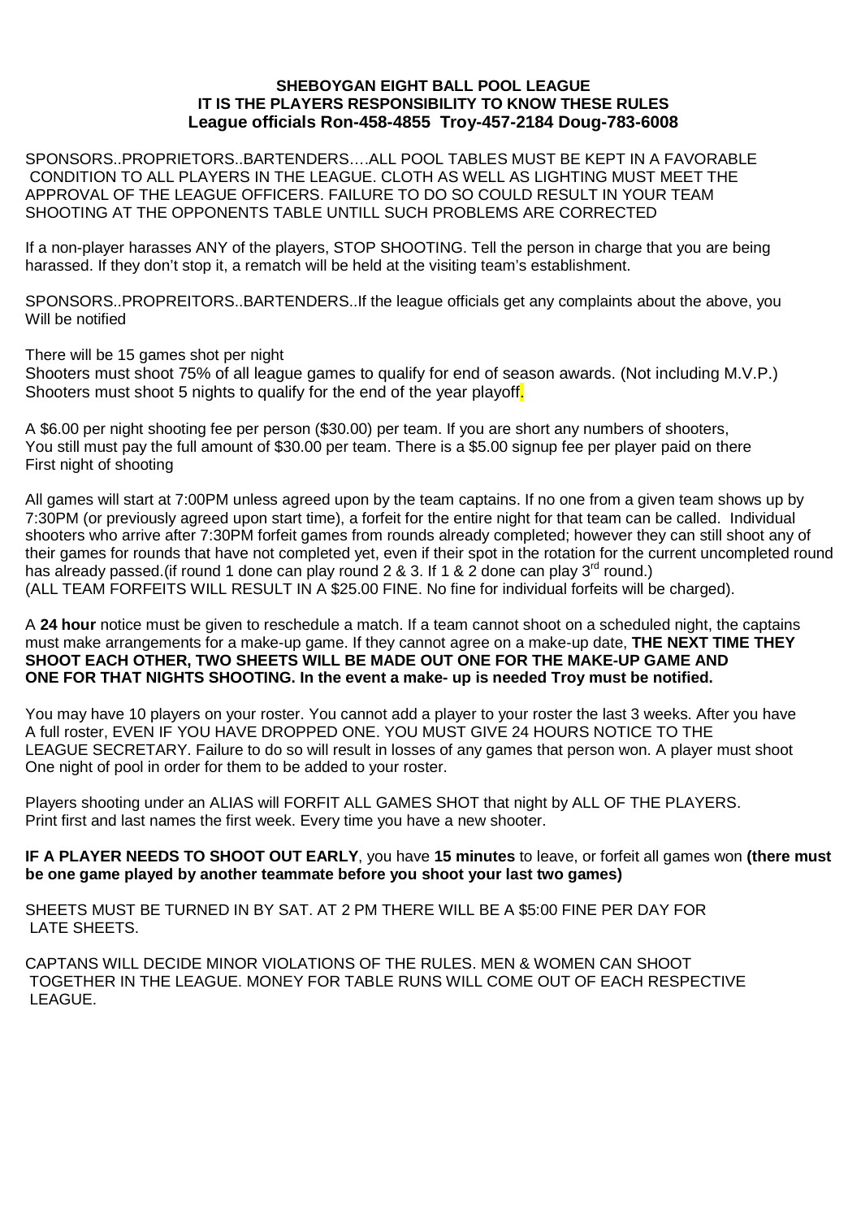**SHEBOYGAN EIGHT BALL POOL LEAGUE**
**IT IS THE PLAYERS RESPONSIBILITY TO KNOW THESE RULES**
**League officials Ron-458-4855 Troy-457-2184 Doug-783-6008**

SPONSORS..PROPRIETORS..BARTENDERS….ALL POOL TABLES MUST BE KEPT IN A FAVORABLE CONDITION TO ALL PLAYERS IN THE LEAGUE. CLOTH AS WELL AS LIGHTING MUST MEET THE APPROVAL OF THE LEAGUE OFFICERS. FAILURE TO DO SO COULD RESULT IN YOUR TEAM SHOOTING AT THE OPPONENTS TABLE UNTILL SUCH PROBLEMS ARE CORRECTED

If a non-player harasses ANY of the players, STOP SHOOTING. Tell the person in charge that you are being harassed. If they don't stop it, a rematch will be held at the visiting team's establishment.

SPONSORS..PROPREITORS..BARTENDERS..If the league officials get any complaints about the above, you Will be notified

There will be 15 games shot per night
Shooters must shoot 75% of all league games to qualify for end of season awards. (Not including M.V.P.)
Shooters must shoot 5 nights to qualify for the end of the year playoff.

A $6.00 per night shooting fee per person ($30.00) per team. If you are short any numbers of shooters, You still must pay the full amount of $30.00 per team. There is a $5.00 signup fee per player paid on there First night of shooting

All games will start at 7:00PM unless agreed upon by the team captains. If no one from a given team shows up by 7:30PM (or previously agreed upon start time), a forfeit for the entire night for that team can be called. Individual shooters who arrive after 7:30PM forfeit games from rounds already completed; however they can still shoot any of their games for rounds that have not completed yet, even if their spot in the rotation for the current uncompleted round has already passed.(if round 1 done can play round 2 & 3. If 1 & 2 done can play 3rd round.)
(ALL TEAM FORFEITS WILL RESULT IN A $25.00 FINE. No fine for individual forfeits will be charged).

A **24 hour** notice must be given to reschedule a match. If a team cannot shoot on a scheduled night, the captains must make arrangements for a make-up game. If they cannot agree on a make-up date, **THE NEXT TIME THEY SHOOT EACH OTHER, TWO SHEETS WILL BE MADE OUT ONE FOR THE MAKE-UP GAME AND ONE FOR THAT NIGHTS SHOOTING. In the event a make- up is needed Troy must be notified.**

You may have 10 players on your roster. You cannot add a player to your roster the last 3 weeks. After you have A full roster, EVEN IF YOU HAVE DROPPED ONE. YOU MUST GIVE 24 HOURS NOTICE TO THE LEAGUE SECRETARY. Failure to do so will result in losses of any games that person won. A player must shoot One night of pool in order for them to be added to your roster.

Players shooting under an ALIAS will FORFIT ALL GAMES SHOT that night by ALL OF THE PLAYERS.
Print first and last names the first week. Every time you have a new shooter.

**IF A PLAYER NEEDS TO SHOOT OUT EARLY**, you have **15 minutes** to leave, or forfeit all games won **(there must be one game played by another teammate before you shoot your last two games)**

SHEETS MUST BE TURNED IN BY SAT. AT 2 PM THERE WILL BE A $5:00 FINE PER DAY FOR LATE SHEETS.

CAPTANS WILL DECIDE MINOR VIOLATIONS OF THE RULES. MEN & WOMEN CAN SHOOT TOGETHER IN THE LEAGUE. MONEY FOR TABLE RUNS WILL COME OUT OF EACH RESPECTIVE LEAGUE.